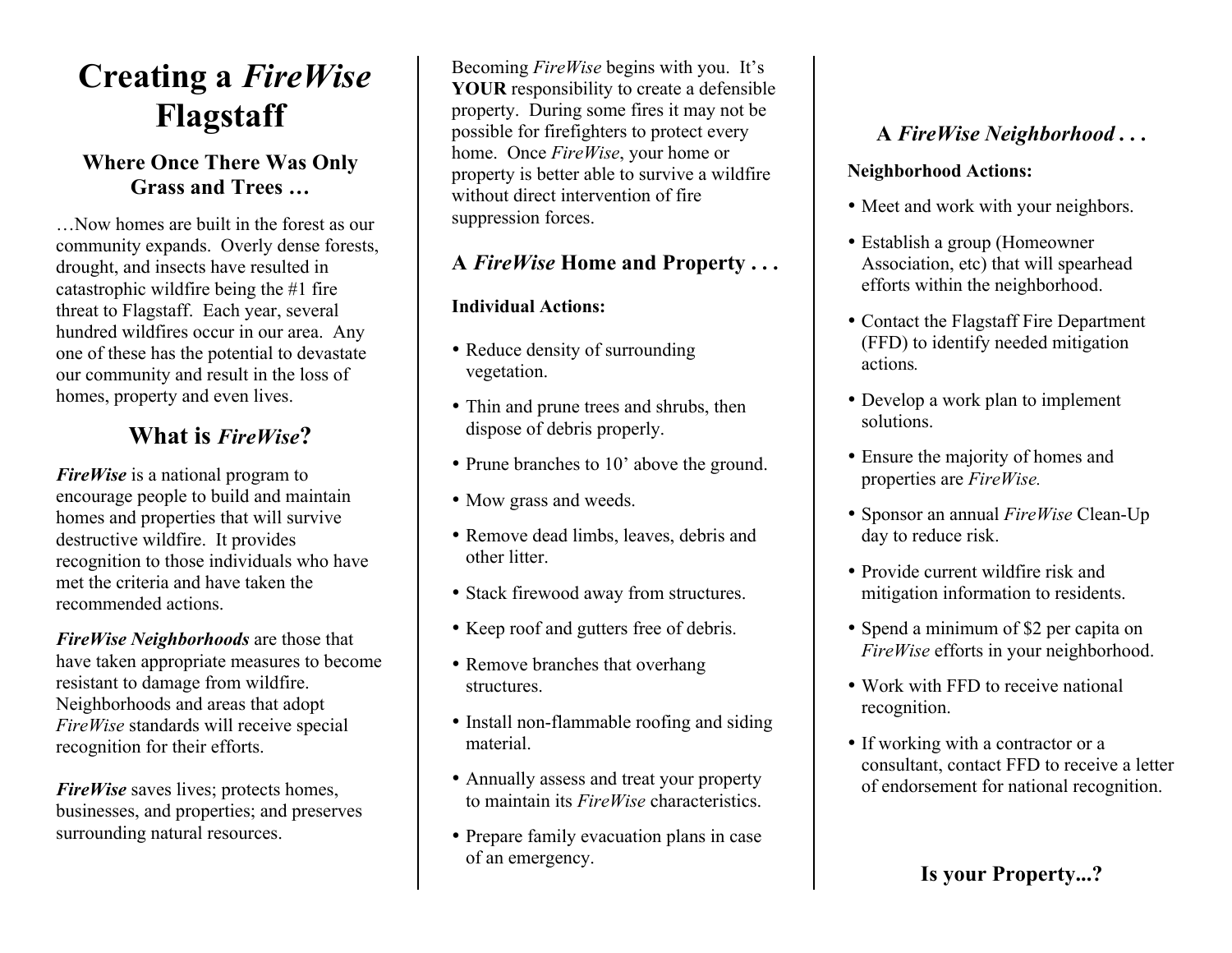# Creating a *FireWise* Flagstaff

## Where Once There Was Only Grass and Trees …

…Now homes are built in the forest as our community expands. Overly dense forests, drought, and insects have resulted in catastrophic wildfire being the #1 fire threat to Flagstaff. Each year, several hundred wildfires occur in our area. Any one of these has the potential to devastate our community and result in the loss of homes, property and even lives.

## What is *FireWise*?

***FireWise*** is a national program to encourage people to build and maintain homes and properties that will survive destructive wildfire. It provides recognition to those individuals who have met the criteria and have taken the recommended actions.

***FireWise Neighborhoods*** are those that have taken appropriate measures to become resistant to damage from wildfire. Neighborhoods and areas that adopt *FireWise* standards will receive special recognition for their efforts.

***FireWise*** saves lives; protects homes, businesses, and properties; and preserves surrounding natural resources.

Becoming *FireWise* begins with you. It's **YOUR** responsibility to create a defensible property. During some fires it may not be possible for firefighters to protect every home. Once *FireWise*, your home or property is better able to survive a wildfire without direct intervention of fire suppression forces.

## A *FireWise* Home and Property . . .

**Individual Actions:**

- Reduce density of surrounding vegetation.
- Thin and prune trees and shrubs, then dispose of debris properly.
- Prune branches to 10' above the ground.
- Mow grass and weeds.
- Remove dead limbs, leaves, debris and other litter.
- Stack firewood away from structures.
- Keep roof and gutters free of debris.
- Remove branches that overhang structures.
- Install non-flammable roofing and siding material.
- Annually assess and treat your property to maintain its *FireWise* characteristics.
- Prepare family evacuation plans in case of an emergency.

## A *FireWise Neighborhood . . .*

**Neighborhood Actions:**

- Meet and work with your neighbors.
- Establish a group (Homeowner Association, etc) that will spearhead efforts within the neighborhood.
- Contact the Flagstaff Fire Department (FFD) to identify needed mitigation actions.
- Develop a work plan to implement solutions.
- Ensure the majority of homes and properties are *FireWise.*
- Sponsor an annual *FireWise* Clean-Up day to reduce risk.
- Provide current wildfire risk and mitigation information to residents.
- Spend a minimum of $2 per capita on *FireWise* efforts in your neighborhood.
- Work with FFD to receive national recognition.
- If working with a contractor or a consultant, contact FFD to receive a letter of endorsement for national recognition.

**Is your Property...?**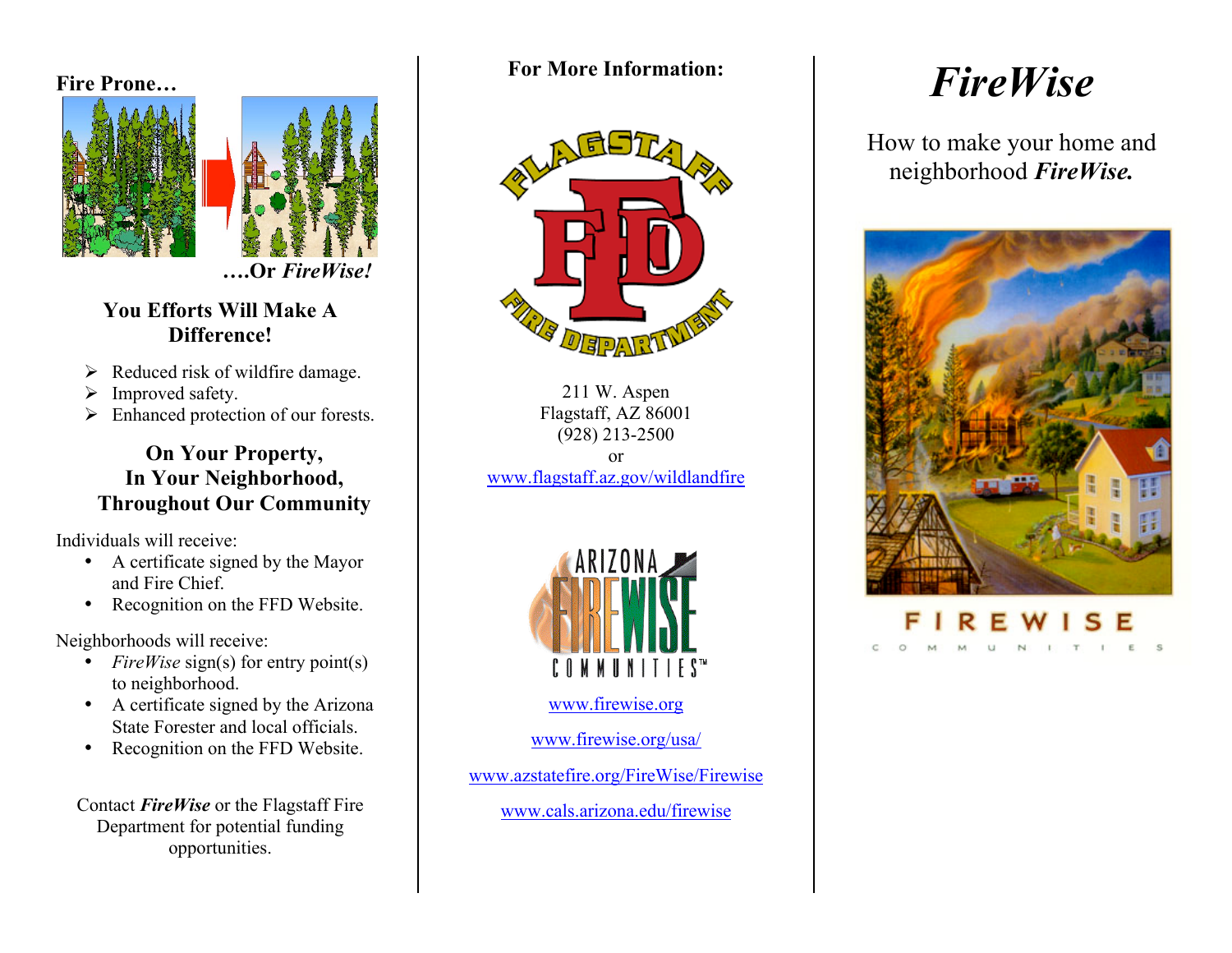**Fire Prone…**

**….Or *FireWise!***

### You Efforts Will Make A Difference!

- Reduced risk of wildfire damage.
- Improved safety.
- Enhanced protection of our forests.

### On Your Property, In Your Neighborhood, Throughout Our Community

Individuals will receive:

- A certificate signed by the Mayor and Fire Chief.
- Recognition on the FFD Website.

Neighborhoods will receive:

- *FireWise* sign(s) for entry point(s) to neighborhood.
- A certificate signed by the Arizona State Forester and local officials.
- Recognition on the FFD Website.

Contact ***FireWise*** or the Flagstaff Fire Department for potential funding opportunities.

## For More Information:

FLAGSTAFF FD FIRE DEPARTMENT

211 W. Aspen
Flagstaff, AZ 86001
(928) 213-2500
or
www.flagstaff.az.gov/wildlandfire

ARIZONA FIREWISE COMMUNITIES™

www.firewise.org

www.firewise.org/usa/

www.azstatefire.org/FireWise/Firewise

www.cals.arizona.edu/firewise

# *FireWise*

How to make your home and neighborhood ***FireWise.***

FIREWISE COMMUNITIES